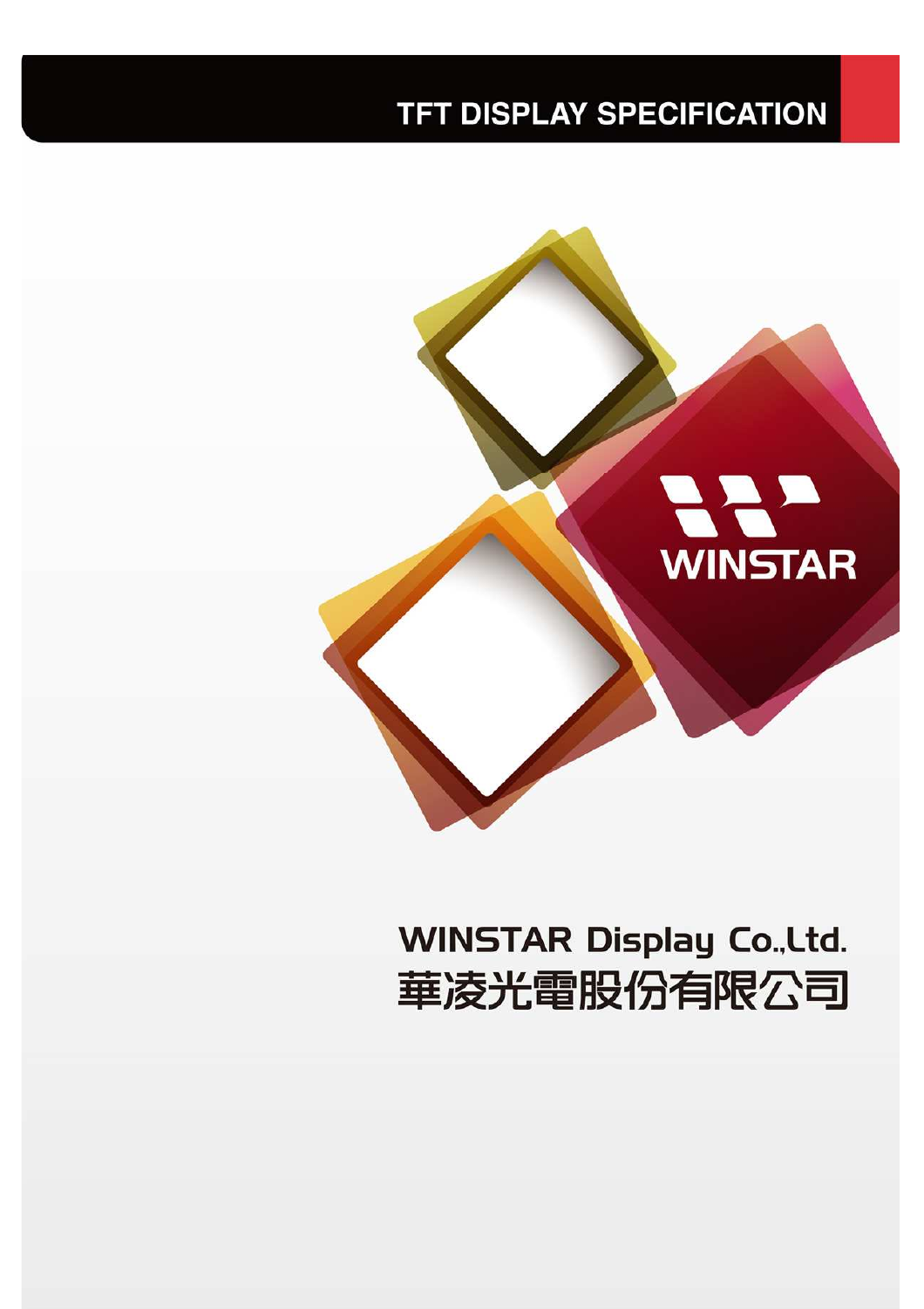# TFT DISPLAY SPECIFICATION

WINSTAR

WINSTAR Display Co.,Ltd.
華凌光電股份有限公司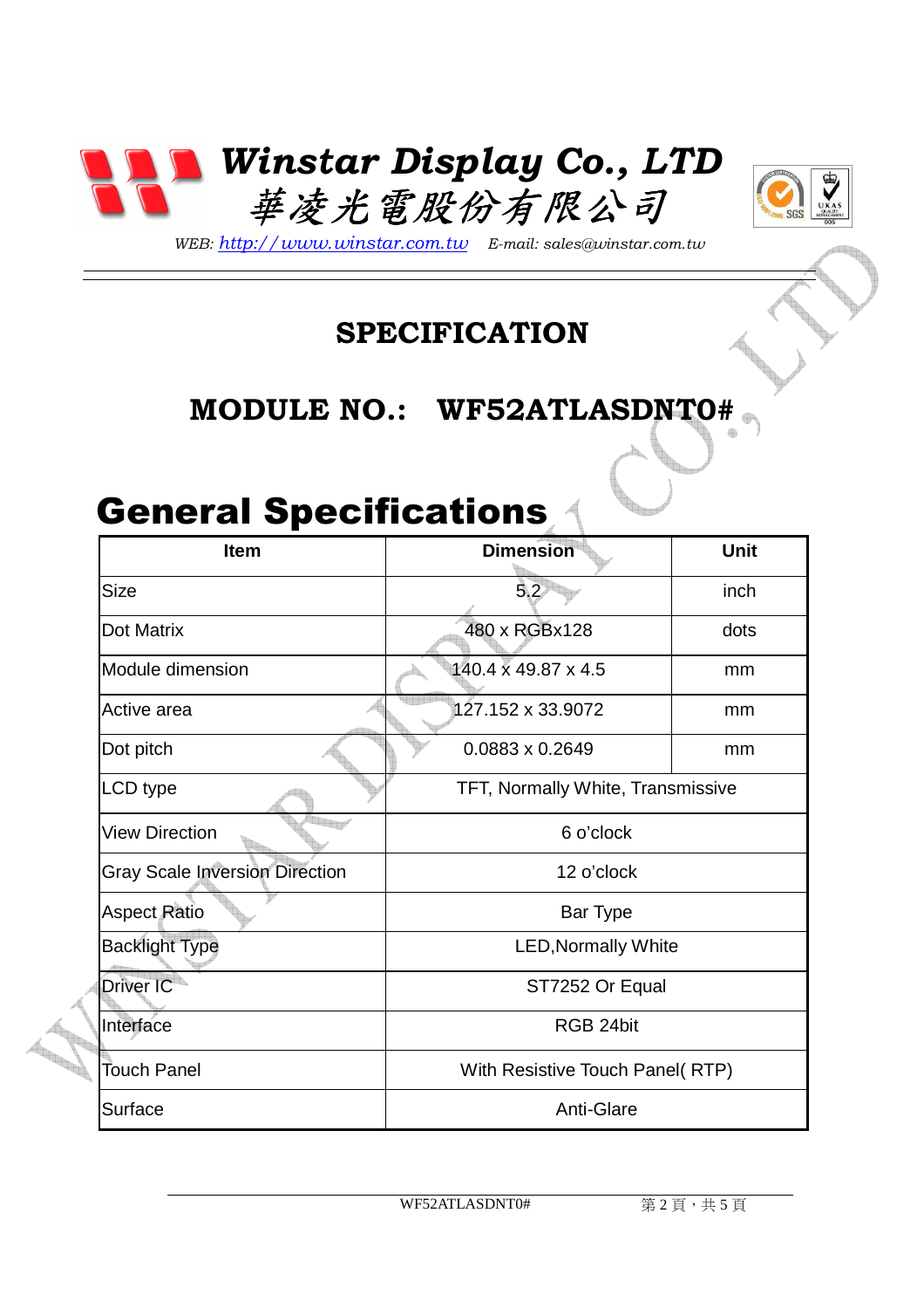# Winstar Display Co., LTD
# 華凌光電股份有限公司

*WEB: http://www.winstar.com.tw E-mail: sales@winstar.com.tw*

## SPECIFICATION

## MODULE NO.: WF52ATLASDNT0#

# General Specifications

| Item | Dimension | Unit |
|---|---|---|
| Size | 5.2 | inch |
| Dot Matrix | 480 x RGBx128 | dots |
| Module dimension | 140.4 x 49.87 x 4.5 | mm |
| Active area | 127.152 x 33.9072 | mm |
| Dot pitch | 0.0883 x 0.2649 | mm |
| LCD type | TFT, Normally White, Transmissive | |
| View Direction | 6 o'clock | |
| Gray Scale Inversion Direction | 12 o'clock | |
| Aspect Ratio | Bar Type | |
| Backlight Type | LED,Normally White | |
| Driver IC | ST7252 Or Equal | |
| Interface | RGB 24bit | |
| Touch Panel | With Resistive Touch Panel( RTP) | |
| Surface | Anti-Glare | |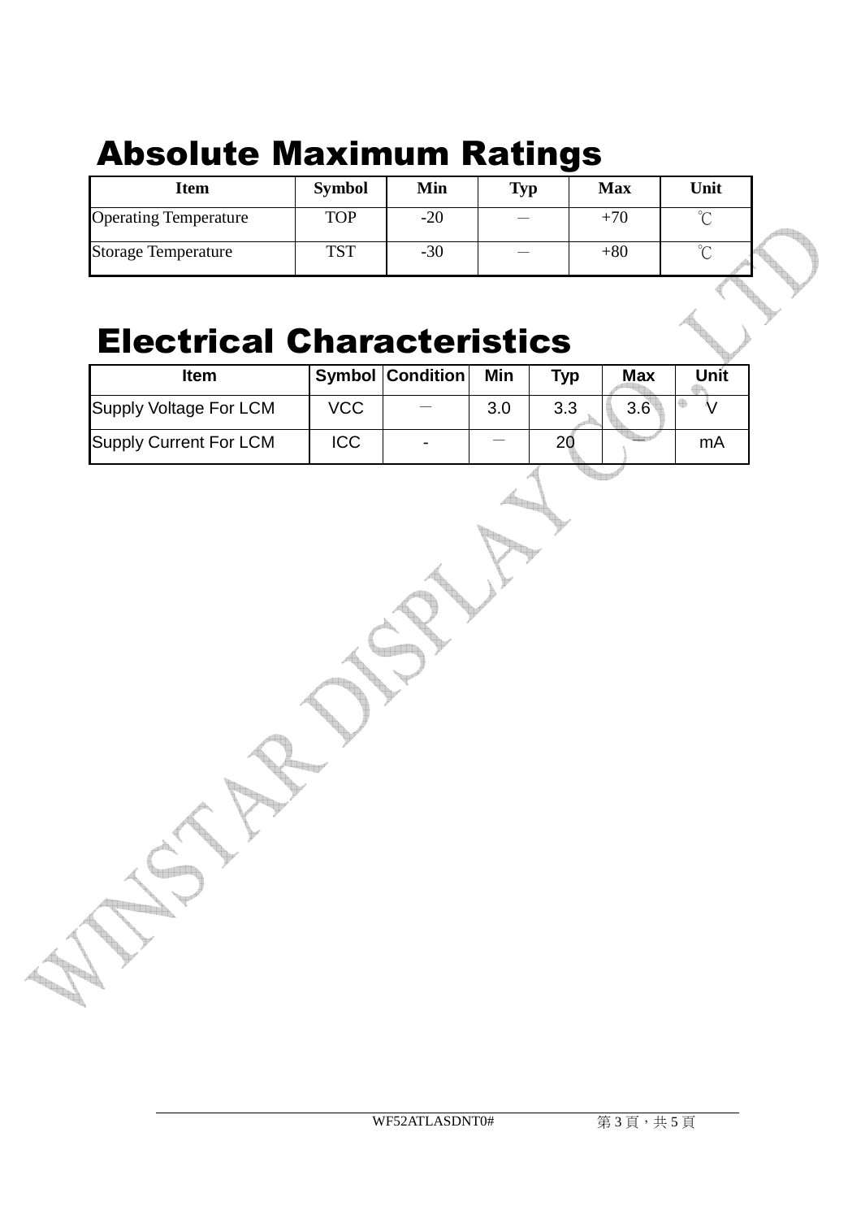# Absolute Maximum Ratings

| Item | Symbol | Min | Typ | Max | Unit |
|---|---|---|---|---|---|
| Operating Temperature | TOP | -20 | — | +70 | ℃ |
| Storage Temperature | TST | -30 | — | +80 | ℃ |

# Electrical Characteristics

| Item | Symbol | Condition | Min | Typ | Max | Unit |
|---|---|---|---|---|---|---|
| Supply Voltage For LCM | VCC | — | 3.0 | 3.3 | 3.6 | V |
| Supply Current For LCM | ICC | - | — | 20 | — | mA |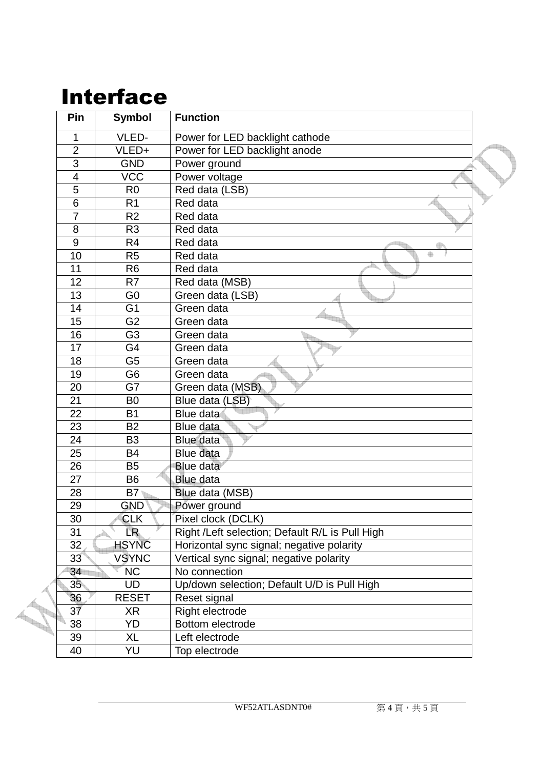# Interface

| Pin | Symbol | Function |
|---|---|---|
| 1 | VLED- | Power for LED backlight cathode |
| 2 | VLED+ | Power for LED backlight anode |
| 3 | GND | Power ground |
| 4 | VCC | Power voltage |
| 5 | R0 | Red data (LSB) |
| 6 | R1 | Red data |
| 7 | R2 | Red data |
| 8 | R3 | Red data |
| 9 | R4 | Red data |
| 10 | R5 | Red data |
| 11 | R6 | Red data |
| 12 | R7 | Red data (MSB) |
| 13 | G0 | Green data (LSB) |
| 14 | G1 | Green data |
| 15 | G2 | Green data |
| 16 | G3 | Green data |
| 17 | G4 | Green data |
| 18 | G5 | Green data |
| 19 | G6 | Green data |
| 20 | G7 | Green data (MSB) |
| 21 | B0 | Blue data (LSB) |
| 22 | B1 | Blue data |
| 23 | B2 | Blue data |
| 24 | B3 | Blue data |
| 25 | B4 | Blue data |
| 26 | B5 | Blue data |
| 27 | B6 | Blue data |
| 28 | B7 | Blue data (MSB) |
| 29 | GND | Power ground |
| 30 | CLK | Pixel clock (DCLK) |
| 31 | LR | Right /Left selection; Default R/L is Pull High |
| 32 | HSYNC | Horizontal sync signal; negative polarity |
| 33 | VSYNC | Vertical sync signal; negative polarity |
| 34 | NC | No connection |
| 35 | UD | Up/down selection; Default U/D is Pull High |
| 36 | RESET | Reset signal |
| 37 | XR | Right electrode |
| 38 | YD | Bottom electrode |
| 39 | XL | Left electrode |
| 40 | YU | Top electrode |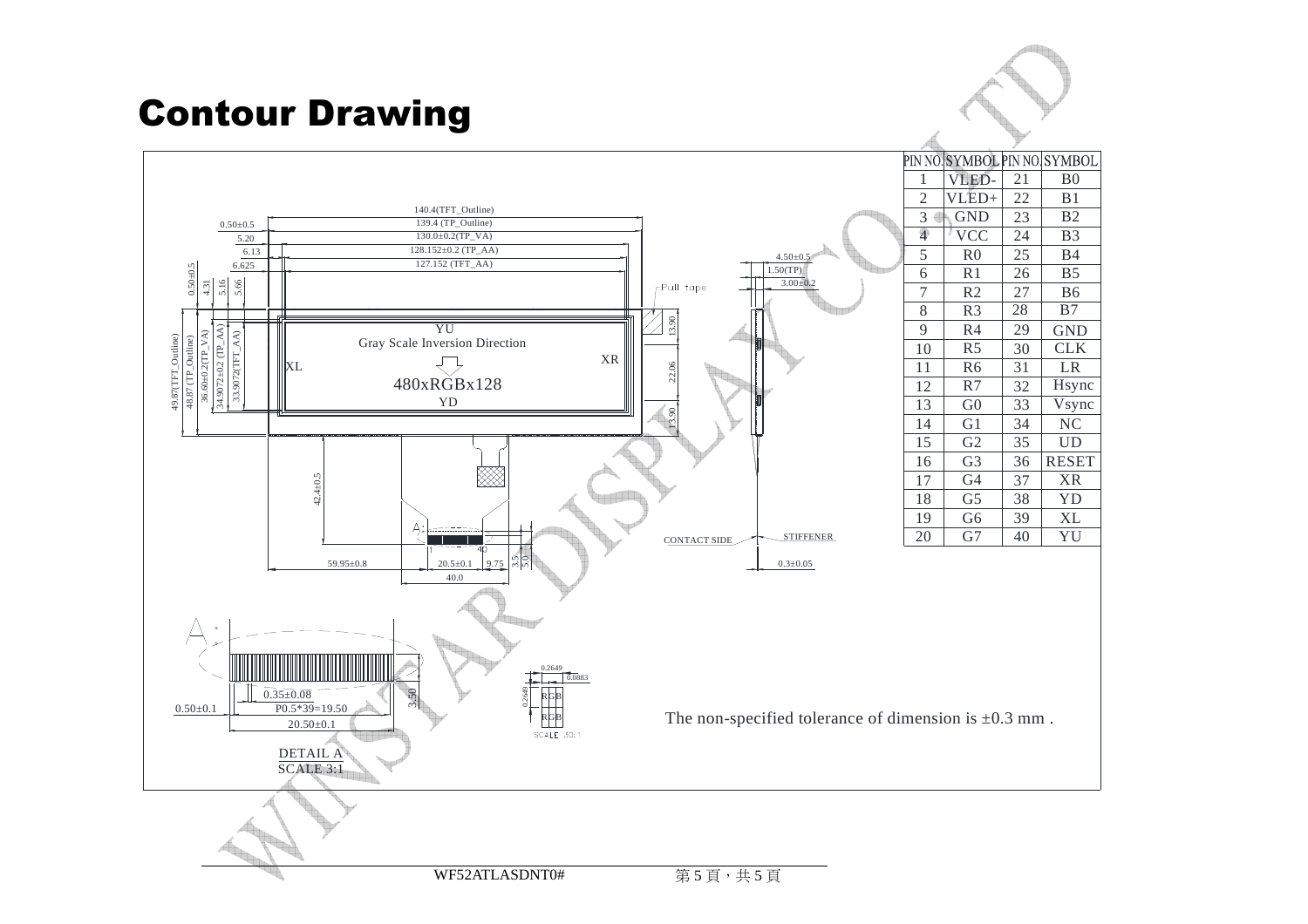# Contour Drawing

| PIN NO. | SYMBOL | PIN NO. | SYMBOL |
|---|---|---|---|
| 1 | VLED- | 21 | B0 |
| 2 | VLED+ | 22 | B1 |
| 3 | GND | 23 | B2 |
| 4 | VCC | 24 | B3 |
| 5 | R0 | 25 | B4 |
| 6 | R1 | 26 | B5 |
| 7 | R2 | 27 | B6 |
| 8 | R3 | 28 | B7 |
| 9 | R4 | 29 | GND |
| 10 | R5 | 30 | CLK |
| 11 | R6 | 31 | LR |
| 12 | R7 | 32 | Hsync |
| 13 | G0 | 33 | Vsync |
| 14 | G1 | 34 | NC |
| 15 | G2 | 35 | UD |
| 16 | G3 | 36 | RESET |
| 17 | G4 | 37 | XR |
| 18 | G5 | 38 | YD |
| 19 | G6 | 39 | XL |
| 20 | G7 | 40 | YU |

140.4(TFT_Outline)
139.4 (TP_Outline)
130.0±0.2(TP_VA)
128.152±0.2 (TP_AA)
127.152 (TFT_AA)
0.50±0.5
5.20
6.13
6.625
0.50±0.5
4.31
5.16
5.66
49.87(TFT_Outline)
48.87 (TP_Outline)
36.60±0.2(TP_VA)
34.9072±0.2 (TP_AA)
33.9072(TFT_AA)
YU
Gray Scale Inversion Direction
XL
XR
480xRGBx128
YD
13.90
22.06
13.90
Pull tape
4.50±0.5
1.50(TP)
3.00±0.2
42.4±0.5
A
1
40
59.95±0.8
20.5±0.1
9.75
3.5
5.0
40.0
CONTACT SIDE
STIFFENER
0.3±0.05

A
0.35±0.08
P0.5*39=19.50
0.50±0.1
20.50±0.1
3.50
DETAIL A
SCALE 3:1

0.2649
0.0883
0.2649
RGB
RGB
SCALE 30:1

The non-specified tolerance of dimension is ±0.3 mm .